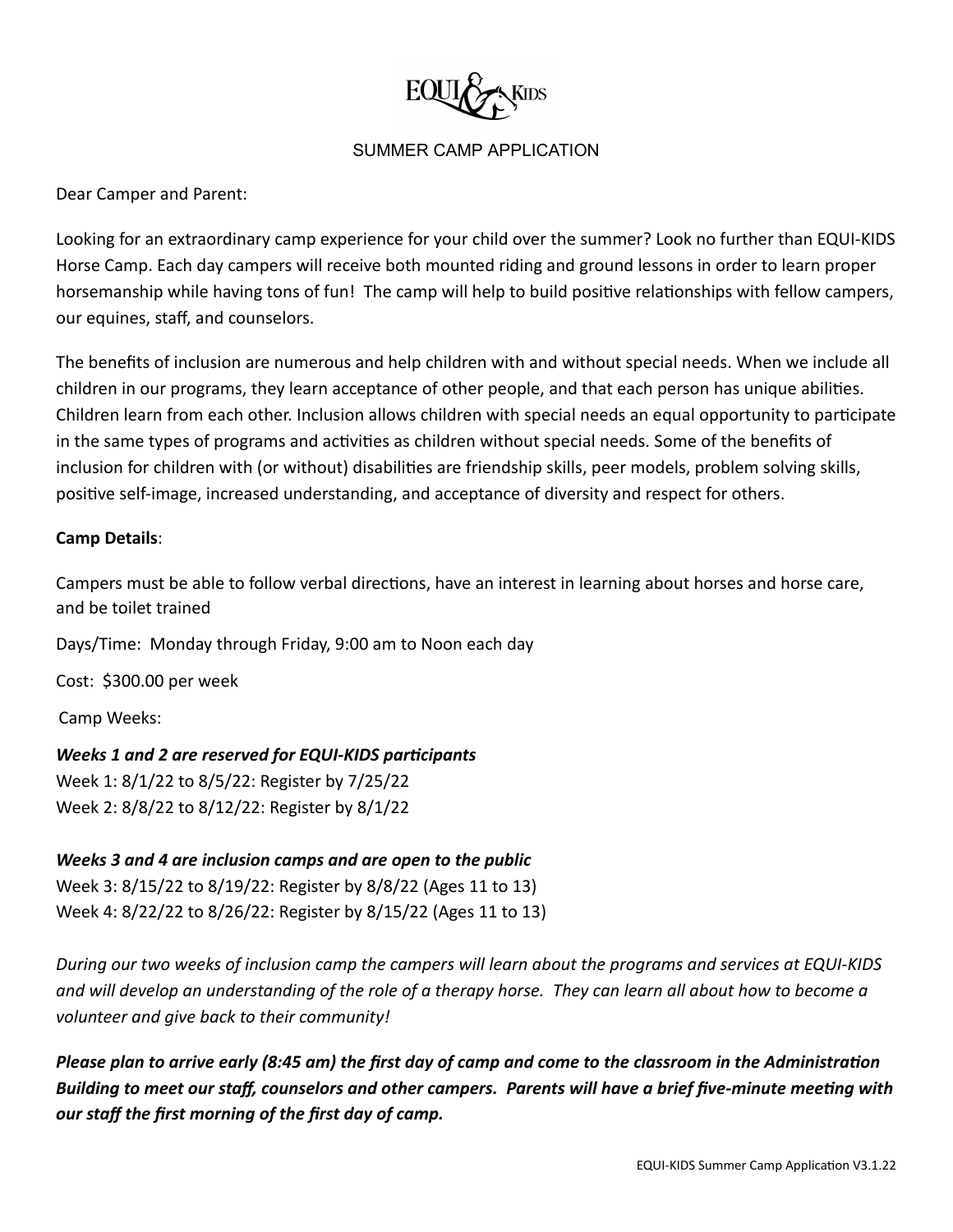EQUI KIDS

# SUMMER CAMP APPLICATION

Dear Camper and Parent:

Looking for an extraordinary camp experience for your child over the summer? Look no further than EQUI-KIDS Horse Camp. Each day campers will receive both mounted riding and ground lessons in order to learn proper horsemanship while having tons of fun! The camp will help to build positive relationships with fellow campers, our equines, staff, and counselors.

The benefits of inclusion are numerous and help children with and without special needs. When we include all children in our programs, they learn acceptance of other people, and that each person has unique abilities. Children learn from each other. Inclusion allows children with special needs an equal opportunity to participate in the same types of programs and activities as children without special needs. Some of the benefits of inclusion for children with (or without) disabilities are friendship skills, peer models, problem solving skills, positive self-image, increased understanding, and acceptance of diversity and respect for others.

**Camp Details**:

Campers must be able to follow verbal directions, have an interest in learning about horses and horse care, and be toilet trained

Days/Time: Monday through Friday, 9:00 am to Noon each day

Cost: $300.00 per week

Camp Weeks:

***Weeks 1 and 2 are reserved for EQUI-KIDS participants***
Week 1: 8/1/22 to 8/5/22: Register by 7/25/22
Week 2: 8/8/22 to 8/12/22: Register by 8/1/22

***Weeks 3 and 4 are inclusion camps and are open to the public***
Week 3: 8/15/22 to 8/19/22: Register by 8/8/22 (Ages 11 to 13)
Week 4: 8/22/22 to 8/26/22: Register by 8/15/22 (Ages 11 to 13)

*During our two weeks of inclusion camp the campers will learn about the programs and services at EQUI-KIDS and will develop an understanding of the role of a therapy horse. They can learn all about how to become a volunteer and give back to their community!*

***Please plan to arrive early (8:45 am) the first day of camp and come to the classroom in the Administration Building to meet our staff, counselors and other campers. Parents will have a brief five-minute meeting with our staff the first morning of the first day of camp.***

EQUI-KIDS Summer Camp Application V3.1.22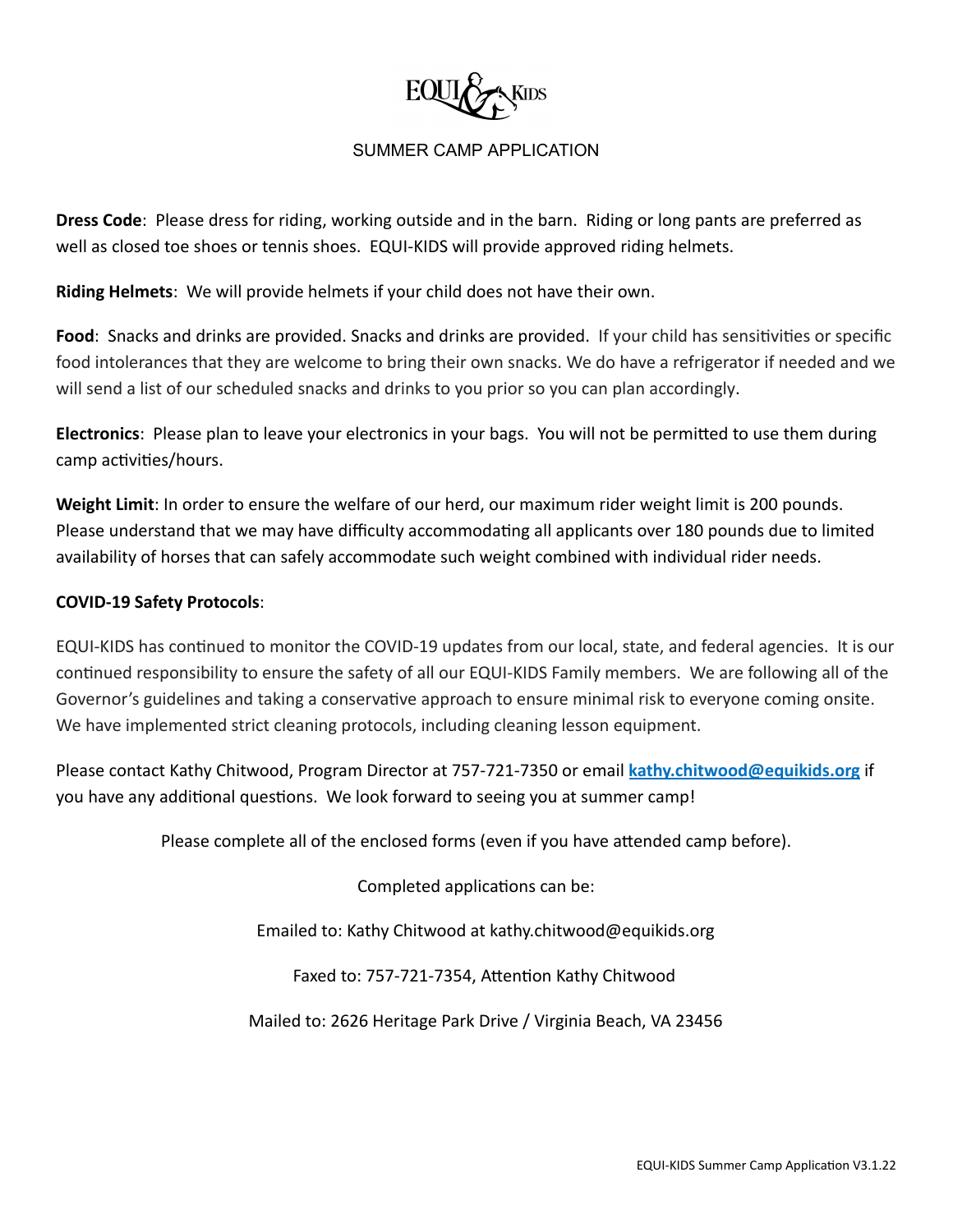EQUI KIDS

# SUMMER CAMP APPLICATION

**Dress Code**: Please dress for riding, working outside and in the barn. Riding or long pants are preferred as well as closed toe shoes or tennis shoes. EQUI-KIDS will provide approved riding helmets.

**Riding Helmets**: We will provide helmets if your child does not have their own.

**Food**: Snacks and drinks are provided. Snacks and drinks are provided. If your child has sensitivities or specific food intolerances that they are welcome to bring their own snacks. We do have a refrigerator if needed and we will send a list of our scheduled snacks and drinks to you prior so you can plan accordingly.

**Electronics**: Please plan to leave your electronics in your bags. You will not be permitted to use them during camp activities/hours.

**Weight Limit**: In order to ensure the welfare of our herd, our maximum rider weight limit is 200 pounds. Please understand that we may have difficulty accommodating all applicants over 180 pounds due to limited availability of horses that can safely accommodate such weight combined with individual rider needs.

**COVID-19 Safety Protocols**:

EQUI-KIDS has continued to monitor the COVID-19 updates from our local, state, and federal agencies. It is our continued responsibility to ensure the safety of all our EQUI-KIDS Family members. We are following all of the Governor's guidelines and taking a conservative approach to ensure minimal risk to everyone coming onsite. We have implemented strict cleaning protocols, including cleaning lesson equipment.

Please contact Kathy Chitwood, Program Director at 757-721-7350 or email **kathy.chitwood@equikids.org** if you have any additional questions. We look forward to seeing you at summer camp!

Please complete all of the enclosed forms (even if you have attended camp before).

Completed applications can be:

Emailed to: Kathy Chitwood at kathy.chitwood@equikids.org

Faxed to: 757-721-7354, Attention Kathy Chitwood

Mailed to: 2626 Heritage Park Drive / Virginia Beach, VA 23456

EQUI-KIDS Summer Camp Application V3.1.22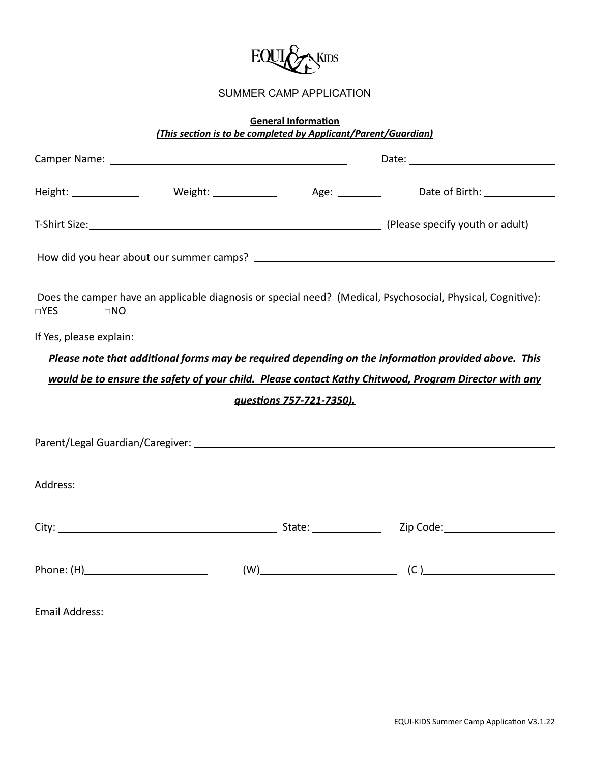EQUI & KIDS

SUMMER CAMP APPLICATION

**General Information**
***(This section is to be completed by Applicant/Parent/Guardian)***

Camper Name: ______________________________ Date: ____________________

Height: __________ Weight: __________ Age: ________ Date of Birth: __________

T-Shirt Size: ________________________________________ (Please specify youth or adult)

How did you hear about our summer camps? ________________________________________

Does the camper have an applicable diagnosis or special need? (Medical, Psychosocial, Physical, Cognitive):
□YES □NO

If Yes, please explain: ____________________________________________________________

***Please note that additional forms may be required depending on the information provided above. This would be to ensure the safety of your child. Please contact Kathy Chitwood, Program Director with any questions 757-721-7350).***

Parent/Legal Guardian/Caregiver: ____________________________________________________

Address: ____________________________________________________________________

City: ______________________________ State: __________ Zip Code: ________________

Phone: (H)____________________ (W)____________________ (C )____________________

Email Address: ______________________________________________________________

EQUI-KIDS Summer Camp Application V3.1.22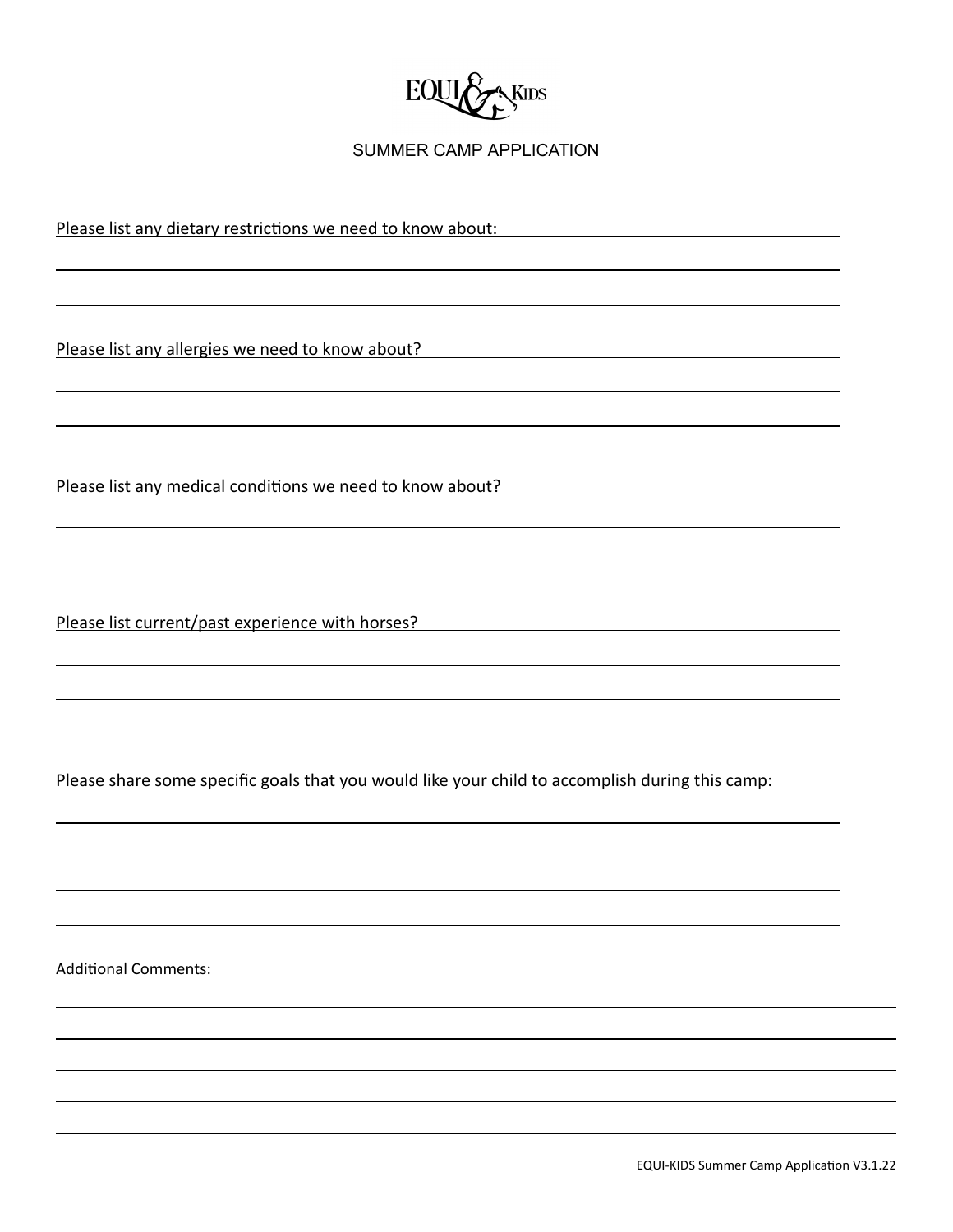EQUI KIDS

SUMMER CAMP APPLICATION

Please list any dietary restrictions we need to know about:

Please list any allergies we need to know about?

Please list any medical conditions we need to know about?

Please list current/past experience with horses?

Please share some specific goals that you would like your child to accomplish during this camp:

Additional Comments:

EQUI-KIDS Summer Camp Application V3.1.22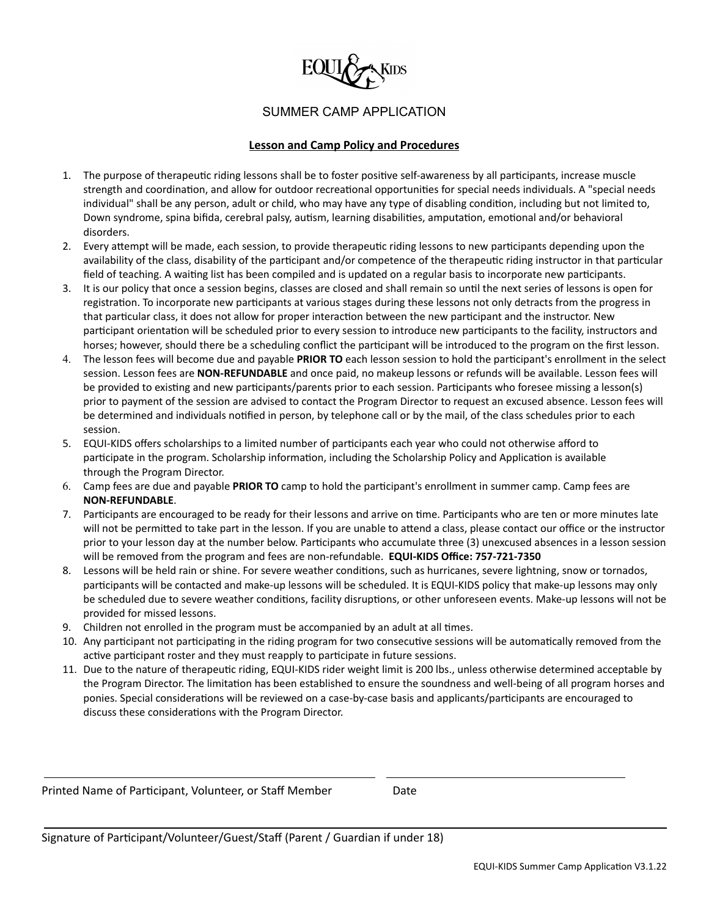EQUI-KIDS

SUMMER CAMP APPLICATION

**Lesson and Camp Policy and Procedures**

1. The purpose of therapeutic riding lessons shall be to foster positive self-awareness by all participants, increase muscle strength and coordination, and allow for outdoor recreational opportunities for special needs individuals. A "special needs individual" shall be any person, adult or child, who may have any type of disabling condition, including but not limited to, Down syndrome, spina bifida, cerebral palsy, autism, learning disabilities, amputation, emotional and/or behavioral disorders.
2. Every attempt will be made, each session, to provide therapeutic riding lessons to new participants depending upon the availability of the class, disability of the participant and/or competence of the therapeutic riding instructor in that particular field of teaching. A waiting list has been compiled and is updated on a regular basis to incorporate new participants.
3. It is our policy that once a session begins, classes are closed and shall remain so until the next series of lessons is open for registration. To incorporate new participants at various stages during these lessons not only detracts from the progress in that particular class, it does not allow for proper interaction between the new participant and the instructor. New participant orientation will be scheduled prior to every session to introduce new participants to the facility, instructors and horses; however, should there be a scheduling conflict the participant will be introduced to the program on the first lesson.
4. The lesson fees will become due and payable **PRIOR TO** each lesson session to hold the participant's enrollment in the select session. Lesson fees are **NON-REFUNDABLE** and once paid, no makeup lessons or refunds will be available. Lesson fees will be provided to existing and new participants/parents prior to each session. Participants who foresee missing a lesson(s) prior to payment of the session are advised to contact the Program Director to request an excused absence. Lesson fees will be determined and individuals notified in person, by telephone call or by the mail, of the class schedules prior to each session.
5. EQUI-KIDS offers scholarships to a limited number of participants each year who could not otherwise afford to participate in the program. Scholarship information, including the Scholarship Policy and Application is available through the Program Director.
6. Camp fees are due and payable **PRIOR TO** camp to hold the participant's enrollment in summer camp. Camp fees are **NON-REFUNDABLE**.
7. Participants are encouraged to be ready for their lessons and arrive on time. Participants who are ten or more minutes late will not be permitted to take part in the lesson. If you are unable to attend a class, please contact our office or the instructor prior to your lesson day at the number below. Participants who accumulate three (3) unexcused absences in a lesson session will be removed from the program and fees are non-refundable. **EQUI-KIDS Office: 757-721-7350**
8. Lessons will be held rain or shine. For severe weather conditions, such as hurricanes, severe lightning, snow or tornados, participants will be contacted and make-up lessons will be scheduled. It is EQUI-KIDS policy that make-up lessons may only be scheduled due to severe weather conditions, facility disruptions, or other unforeseen events. Make-up lessons will not be provided for missed lessons.
9. Children not enrolled in the program must be accompanied by an adult at all times.
10. Any participant not participating in the riding program for two consecutive sessions will be automatically removed from the active participant roster and they must reapply to participate in future sessions.
11. Due to the nature of therapeutic riding, EQUI-KIDS rider weight limit is 200 lbs., unless otherwise determined acceptable by the Program Director. The limitation has been established to ensure the soundness and well-being of all program horses and ponies. Special considerations will be reviewed on a case-by-case basis and applicants/participants are encouraged to discuss these considerations with the Program Director.

Printed Name of Participant, Volunteer, or Staff Member \_\_\_\_\_\_\_\_\_\_\_\_\_\_\_\_ Date \_\_\_\_\_\_\_\_\_\_

Signature of Participant/Volunteer/Guest/Staff (Parent / Guardian if under 18) \_\_\_\_\_\_\_\_\_\_\_\_\_\_\_\_

EQUI-KIDS Summer Camp Application V3.1.22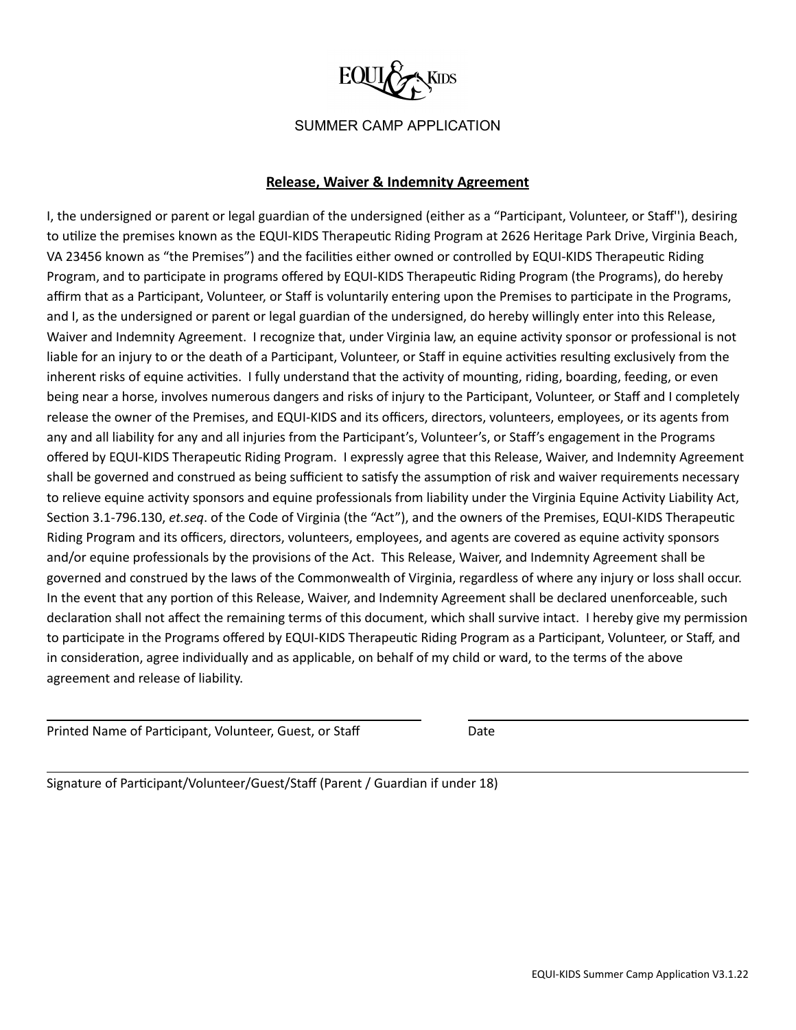EQUI KIDS

SUMMER CAMP APPLICATION

## Release, Waiver & Indemnity Agreement

I, the undersigned or parent or legal guardian of the undersigned (either as a "Participant, Volunteer, or Staff''), desiring to utilize the premises known as the EQUI-KIDS Therapeutic Riding Program at 2626 Heritage Park Drive, Virginia Beach, VA 23456 known as "the Premises") and the facilities either owned or controlled by EQUI-KIDS Therapeutic Riding Program, and to participate in programs offered by EQUI-KIDS Therapeutic Riding Program (the Programs), do hereby affirm that as a Participant, Volunteer, or Staff is voluntarily entering upon the Premises to participate in the Programs, and I, as the undersigned or parent or legal guardian of the undersigned, do hereby willingly enter into this Release, Waiver and Indemnity Agreement. I recognize that, under Virginia law, an equine activity sponsor or professional is not liable for an injury to or the death of a Participant, Volunteer, or Staff in equine activities resulting exclusively from the inherent risks of equine activities. I fully understand that the activity of mounting, riding, boarding, feeding, or even being near a horse, involves numerous dangers and risks of injury to the Participant, Volunteer, or Staff and I completely release the owner of the Premises, and EQUI-KIDS and its officers, directors, volunteers, employees, or its agents from any and all liability for any and all injuries from the Participant's, Volunteer's, or Staff's engagement in the Programs offered by EQUI-KIDS Therapeutic Riding Program. I expressly agree that this Release, Waiver, and Indemnity Agreement shall be governed and construed as being sufficient to satisfy the assumption of risk and waiver requirements necessary to relieve equine activity sponsors and equine professionals from liability under the Virginia Equine Activity Liability Act, Section 3.1-796.130, *et.seq*. of the Code of Virginia (the "Act"), and the owners of the Premises, EQUI-KIDS Therapeutic Riding Program and its officers, directors, volunteers, employees, and agents are covered as equine activity sponsors and/or equine professionals by the provisions of the Act. This Release, Waiver, and Indemnity Agreement shall be governed and construed by the laws of the Commonwealth of Virginia, regardless of where any injury or loss shall occur. In the event that any portion of this Release, Waiver, and Indemnity Agreement shall be declared unenforceable, such declaration shall not affect the remaining terms of this document, which shall survive intact. I hereby give my permission to participate in the Programs offered by EQUI-KIDS Therapeutic Riding Program as a Participant, Volunteer, or Staff, and in consideration, agree individually and as applicable, on behalf of my child or ward, to the terms of the above agreement and release of liability.

\_\_\_\_\_\_\_\_\_\_\_\_\_\_\_\_\_\_\_\_\_\_\_\_\_\_\_\_\_\_\_\_\_\_\_\_ \_\_\_\_\_\_\_\_\_\_\_\_\_\_\_\_\_\_\_\_\_\_\_\_

Printed Name of Participant, Volunteer, Guest, or Staff Date

\_\_\_\_\_\_\_\_\_\_\_\_\_\_\_\_\_\_\_\_\_\_\_\_\_\_\_\_\_\_\_\_\_\_\_\_\_\_\_\_\_\_\_\_\_\_\_\_\_\_\_\_\_\_\_\_\_\_\_\_

Signature of Participant/Volunteer/Guest/Staff (Parent / Guardian if under 18)

EQUI-KIDS Summer Camp Application V3.1.22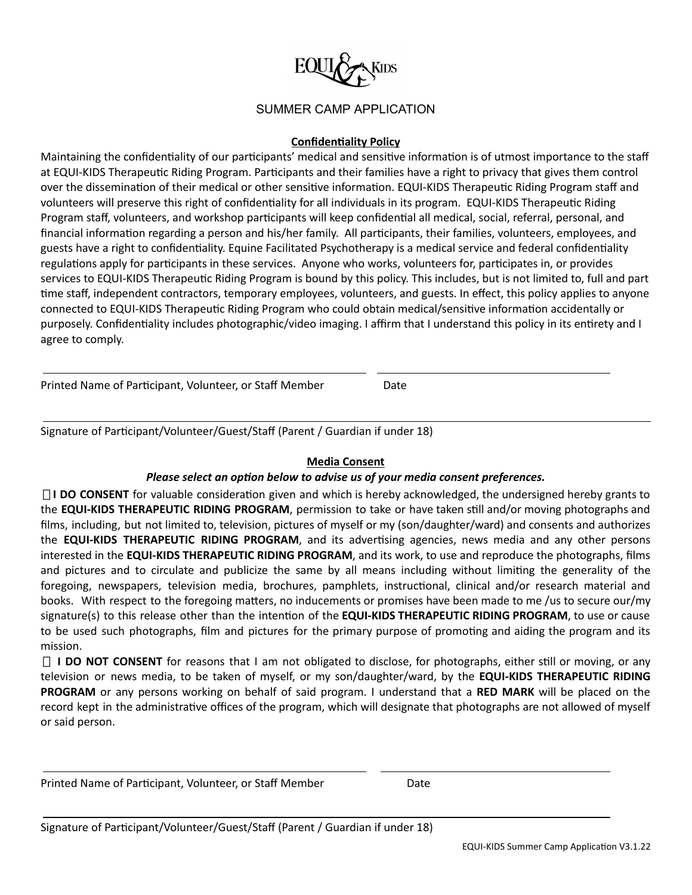EQUI KIDS

SUMMER CAMP APPLICATION

**Confidentiality Policy**

Maintaining the confidentiality of our participants' medical and sensitive information is of utmost importance to the staff at EQUI-KIDS Therapeutic Riding Program. Participants and their families have a right to privacy that gives them control over the dissemination of their medical or other sensitive information. EQUI-KIDS Therapeutic Riding Program staff and volunteers will preserve this right of confidentiality for all individuals in its program. EQUI-KIDS Therapeutic Riding Program staff, volunteers, and workshop participants will keep confidential all medical, social, referral, personal, and financial information regarding a person and his/her family. All participants, their families, volunteers, employees, and guests have a right to confidentiality. Equine Facilitated Psychotherapy is a medical service and federal confidentiality regulations apply for participants in these services. Anyone who works, volunteers for, participates in, or provides services to EQUI-KIDS Therapeutic Riding Program is bound by this policy. This includes, but is not limited to, full and part time staff, independent contractors, temporary employees, volunteers, and guests. In effect, this policy applies to anyone connected to EQUI-KIDS Therapeutic Riding Program who could obtain medical/sensitive information accidentally or purposely. Confidentiality includes photographic/video imaging. I affirm that I understand this policy in its entirety and I agree to comply.

______________________________ ______________________________

Printed Name of Participant, Volunteer, or Staff Member Date

______________________________

Signature of Participant/Volunteer/Guest/Staff (Parent / Guardian if under 18)

**Media Consent**

***Please select an option below to advise us of your media consent preferences.***

☐ **I DO CONSENT** for valuable consideration given and which is hereby acknowledged, the undersigned hereby grants to the **EQUI-KIDS THERAPEUTIC RIDING PROGRAM**, permission to take or have taken still and/or moving photographs and films, including, but not limited to, television, pictures of myself or my (son/daughter/ward) and consents and authorizes the **EQUI-KIDS THERAPEUTIC RIDING PROGRAM**, and its advertising agencies, news media and any other persons interested in the **EQUI-KIDS THERAPEUTIC RIDING PROGRAM**, and its work, to use and reproduce the photographs, films and pictures and to circulate and publicize the same by all means including without limiting the generality of the foregoing, newspapers, television media, brochures, pamphlets, instructional, clinical and/or research material and books. With respect to the foregoing matters, no inducements or promises have been made to me /us to secure our/my signature(s) to this release other than the intention of the **EQUI-KIDS THERAPEUTIC RIDING PROGRAM**, to use or cause to be used such photographs, film and pictures for the primary purpose of promoting and aiding the program and its mission.

☐ **I DO NOT CONSENT** for reasons that I am not obligated to disclose, for photographs, either still or moving, or any television or news media, to be taken of myself, or my son/daughter/ward, by the **EQUI-KIDS THERAPEUTIC RIDING PROGRAM** or any persons working on behalf of said program. I understand that a **RED MARK** will be placed on the record kept in the administrative offices of the program, which will designate that photographs are not allowed of myself or said person.

______________________________ ______________________________

Printed Name of Participant, Volunteer, or Staff Member Date

______________________________

Signature of Participant/Volunteer/Guest/Staff (Parent / Guardian if under 18)

EQUI-KIDS Summer Camp Application V3.1.22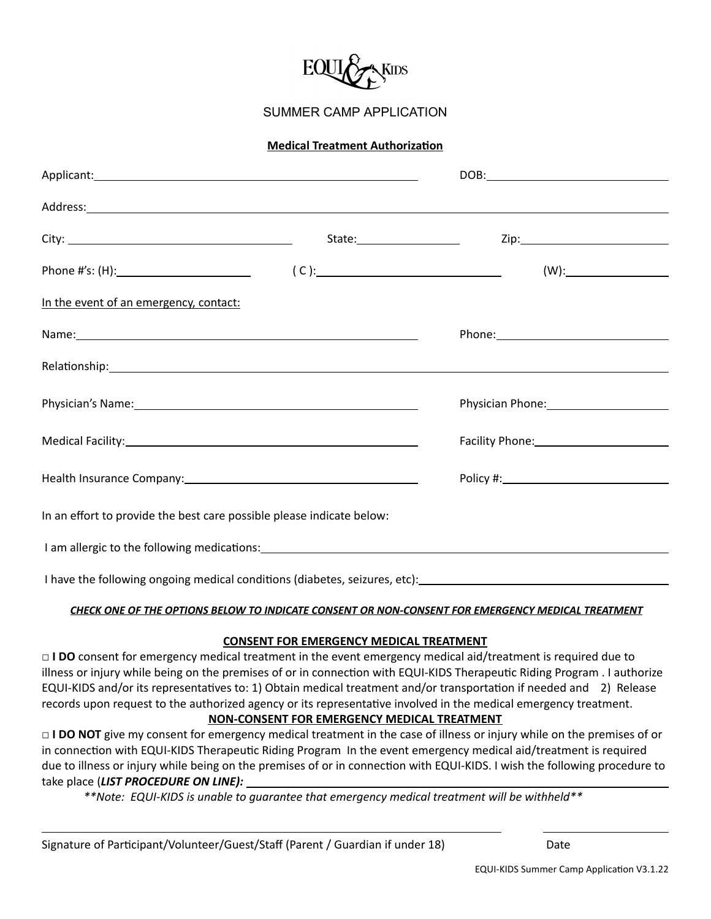EQUI KIDS

# SUMMER CAMP APPLICATION

**Medical Treatment Authorization**

Applicant:_______________________________ DOB:_______________________

Address:_______________________________________________________________

City: _______________________ State:______________ Zip:_______________________

Phone #'s: (H):_________________ ( C ):_______________________ (W):_______________

In the event of an emergency, contact:

Name:_______________________________ Phone:_______________________

Relationship:_______________________________________________________________

Physician's Name:_______________________________ Physician Phone:_______________________

Medical Facility:_______________________________ Facility Phone:_______________________

Health Insurance Company:_______________________________ Policy #:_______________________

In an effort to provide the best care possible please indicate below:

I am allergic to the following medications:_______________________________________________

I have the following ongoing medical conditions (diabetes, seizures, etc):_______________________

***CHECK ONE OF THE OPTIONS BELOW TO INDICATE CONSENT OR NON-CONSENT FOR EMERGENCY MEDICAL TREATMENT***

**CONSENT FOR EMERGENCY MEDICAL TREATMENT**

□ **I DO** consent for emergency medical treatment in the event emergency medical aid/treatment is required due to illness or injury while being on the premises of or in connection with EQUI-KIDS Therapeutic Riding Program . I authorize EQUI-KIDS and/or its representatives to: 1) Obtain medical treatment and/or transportation if needed and 2) Release records upon request to the authorized agency or its representative involved in the medical emergency treatment.

**NON-CONSENT FOR EMERGENCY MEDICAL TREATMENT**

□ **I DO NOT** give my consent for emergency medical treatment in the case of illness or injury while on the premises of or in connection with EQUI-KIDS Therapeutic Riding Program In the event emergency medical aid/treatment is required due to illness or injury while being on the premises of or in connection with EQUI-KIDS. I wish the following procedure to take place (***LIST PROCEDURE ON LINE):*** _______________________________________________

*\*\*Note: EQUI-KIDS is unable to guarantee that emergency medical treatment will be withheld\*\**

_______________________________________________ _______________________

Signature of Participant/Volunteer/Guest/Staff (Parent / Guardian if under 18) Date

EQUI-KIDS Summer Camp Application V3.1.22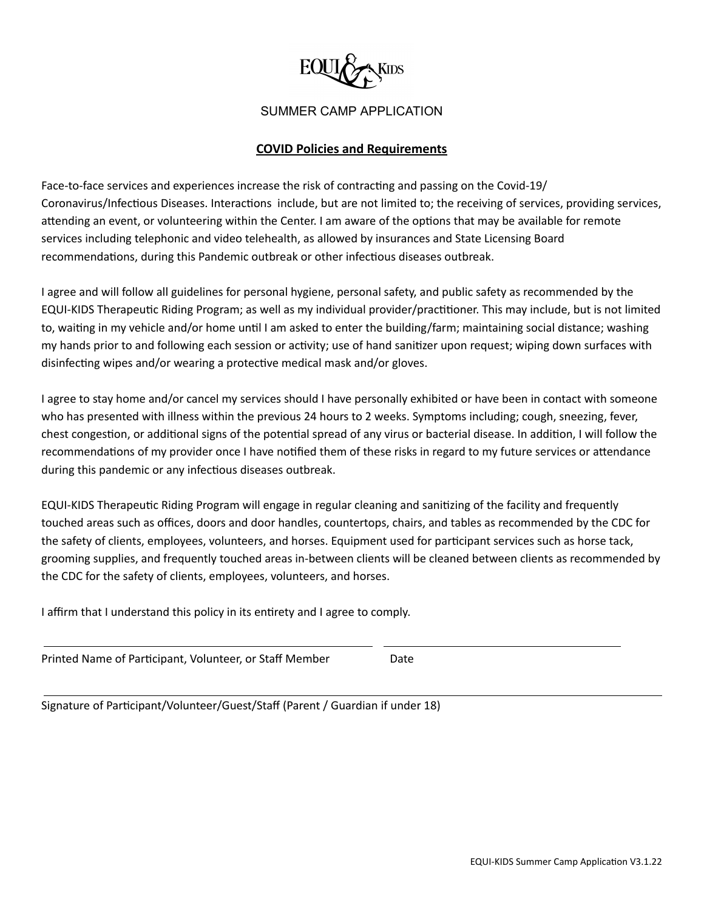SUMMER CAMP APPLICATION

## COVID Policies and Requirements

Face-to-face services and experiences increase the risk of contracting and passing on the Covid-19/ Coronavirus/Infectious Diseases. Interactions include, but are not limited to; the receiving of services, providing services, attending an event, or volunteering within the Center. I am aware of the options that may be available for remote services including telephonic and video telehealth, as allowed by insurances and State Licensing Board recommendations, during this Pandemic outbreak or other infectious diseases outbreak.

I agree and will follow all guidelines for personal hygiene, personal safety, and public safety as recommended by the EQUI-KIDS Therapeutic Riding Program; as well as my individual provider/practitioner. This may include, but is not limited to, waiting in my vehicle and/or home until I am asked to enter the building/farm; maintaining social distance; washing my hands prior to and following each session or activity; use of hand sanitizer upon request; wiping down surfaces with disinfecting wipes and/or wearing a protective medical mask and/or gloves.

I agree to stay home and/or cancel my services should I have personally exhibited or have been in contact with someone who has presented with illness within the previous 24 hours to 2 weeks. Symptoms including; cough, sneezing, fever, chest congestion, or additional signs of the potential spread of any virus or bacterial disease. In addition, I will follow the recommendations of my provider once I have notified them of these risks in regard to my future services or attendance during this pandemic or any infectious diseases outbreak.

EQUI-KIDS Therapeutic Riding Program will engage in regular cleaning and sanitizing of the facility and frequently touched areas such as offices, doors and door handles, countertops, chairs, and tables as recommended by the CDC for the safety of clients, employees, volunteers, and horses. Equipment used for participant services such as horse tack, grooming supplies, and frequently touched areas in-between clients will be cleaned between clients as recommended by the CDC for the safety of clients, employees, volunteers, and horses.

I affirm that I understand this policy in its entirety and I agree to comply.

\_\_\_\_\_\_\_\_\_\_\_\_\_\_\_\_\_\_\_\_\_\_\_\_\_\_\_\_\_\_\_\_\_\_\_\_\_\_\_\_ \_\_\_\_\_\_\_\_\_\_\_\_\_\_\_\_\_\_\_\_\_\_\_\_\_\_\_\_\_\_

Printed Name of Participant, Volunteer, or Staff Member Date

\_\_\_\_\_\_\_\_\_\_\_\_\_\_\_\_\_\_\_\_\_\_\_\_\_\_\_\_\_\_\_\_\_\_\_\_\_\_\_\_\_\_\_\_\_\_\_\_\_\_\_\_\_\_\_\_\_\_\_\_\_\_\_\_\_\_\_\_\_\_\_\_\_\_

Signature of Participant/Volunteer/Guest/Staff (Parent / Guardian if under 18)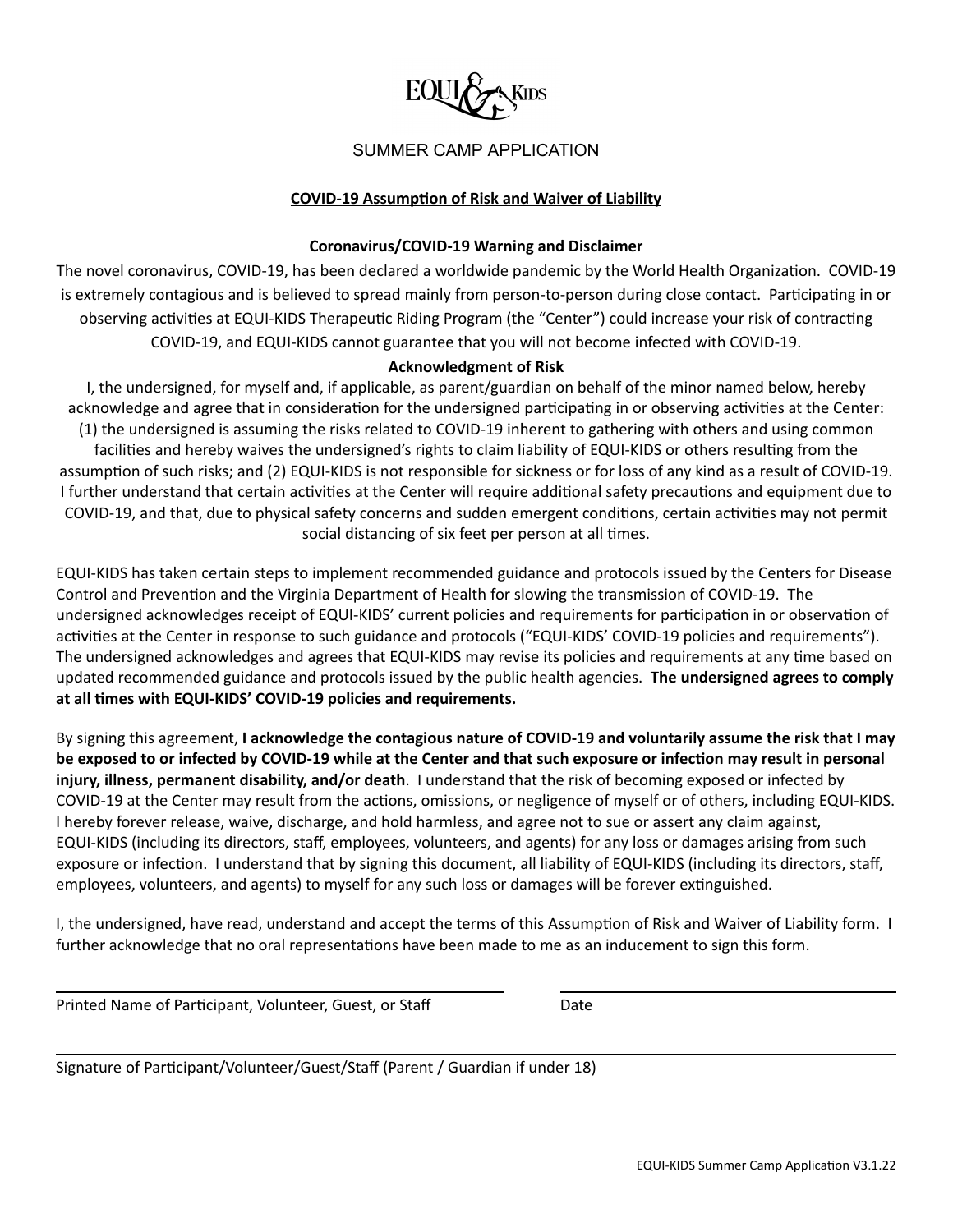SUMMER CAMP APPLICATION

## COVID-19 Assumption of Risk and Waiver of Liability

### Coronavirus/COVID-19 Warning and Disclaimer

The novel coronavirus, COVID-19, has been declared a worldwide pandemic by the World Health Organization. COVID-19 is extremely contagious and is believed to spread mainly from person-to-person during close contact. Participating in or observing activities at EQUI-KIDS Therapeutic Riding Program (the "Center") could increase your risk of contracting COVID-19, and EQUI-KIDS cannot guarantee that you will not become infected with COVID-19.

### Acknowledgment of Risk

I, the undersigned, for myself and, if applicable, as parent/guardian on behalf of the minor named below, hereby acknowledge and agree that in consideration for the undersigned participating in or observing activities at the Center: (1) the undersigned is assuming the risks related to COVID-19 inherent to gathering with others and using common facilities and hereby waives the undersigned's rights to claim liability of EQUI-KIDS or others resulting from the assumption of such risks; and (2) EQUI-KIDS is not responsible for sickness or for loss of any kind as a result of COVID-19. I further understand that certain activities at the Center will require additional safety precautions and equipment due to COVID-19, and that, due to physical safety concerns and sudden emergent conditions, certain activities may not permit social distancing of six feet per person at all times.

EQUI-KIDS has taken certain steps to implement recommended guidance and protocols issued by the Centers for Disease Control and Prevention and the Virginia Department of Health for slowing the transmission of COVID-19. The undersigned acknowledges receipt of EQUI-KIDS' current policies and requirements for participation in or observation of activities at the Center in response to such guidance and protocols ("EQUI-KIDS' COVID-19 policies and requirements"). The undersigned acknowledges and agrees that EQUI-KIDS may revise its policies and requirements at any time based on updated recommended guidance and protocols issued by the public health agencies. **The undersigned agrees to comply at all times with EQUI-KIDS' COVID-19 policies and requirements.**

By signing this agreement, **I acknowledge the contagious nature of COVID-19 and voluntarily assume the risk that I may be exposed to or infected by COVID-19 while at the Center and that such exposure or infection may result in personal injury, illness, permanent disability, and/or death**. I understand that the risk of becoming exposed or infected by COVID-19 at the Center may result from the actions, omissions, or negligence of myself or of others, including EQUI-KIDS. I hereby forever release, waive, discharge, and hold harmless, and agree not to sue or assert any claim against, EQUI-KIDS (including its directors, staff, employees, volunteers, and agents) for any loss or damages arising from such exposure or infection. I understand that by signing this document, all liability of EQUI-KIDS (including its directors, staff, employees, volunteers, and agents) to myself for any such loss or damages will be forever extinguished.

I, the undersigned, have read, understand and accept the terms of this Assumption of Risk and Waiver of Liability form. I further acknowledge that no oral representations have been made to me as an inducement to sign this form.

______________________________ Printed Name of Participant, Volunteer, Guest, or Staff

______________________________ Date

______________________________ Signature of Participant/Volunteer/Guest/Staff (Parent / Guardian if under 18)

EQUI-KIDS Summer Camp Application V3.1.22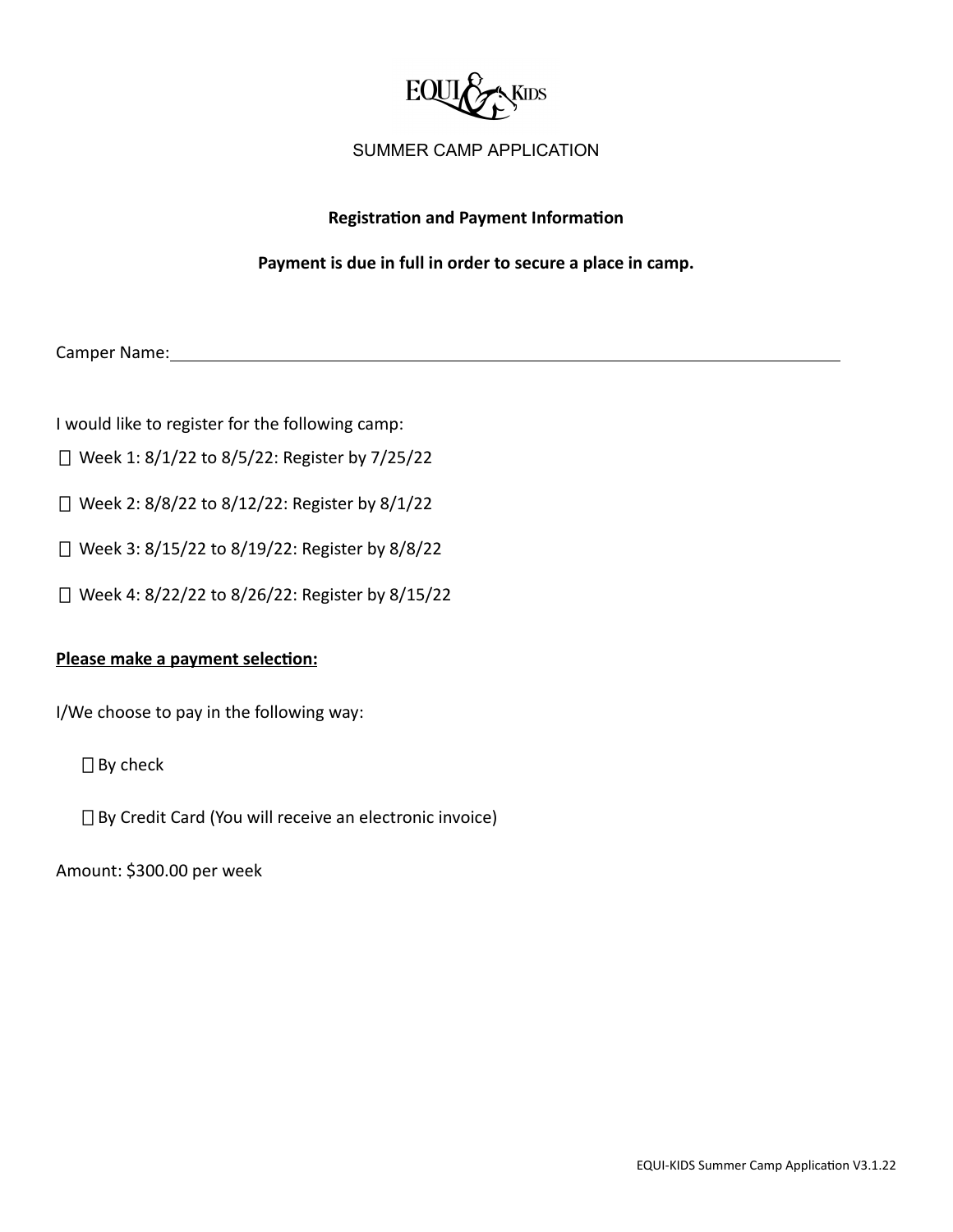EQUI KIDS

SUMMER CAMP APPLICATION

**Registration and Payment Information**

**Payment is due in full in order to secure a place in camp.**

Camper Name: ______________________________________________

I would like to register for the following camp:

☐ Week 1: 8/1/22 to 8/5/22: Register by 7/25/22

☐ Week 2: 8/8/22 to 8/12/22: Register by 8/1/22

☐ Week 3: 8/15/22 to 8/19/22: Register by 8/8/22

☐ Week 4: 8/22/22 to 8/26/22: Register by 8/15/22

**<u>Please make a payment selection:</u>**

I/We choose to pay in the following way:

☐ By check

☐ By Credit Card (You will receive an electronic invoice)

Amount: $300.00 per week

EQUI-KIDS Summer Camp Application V3.1.22